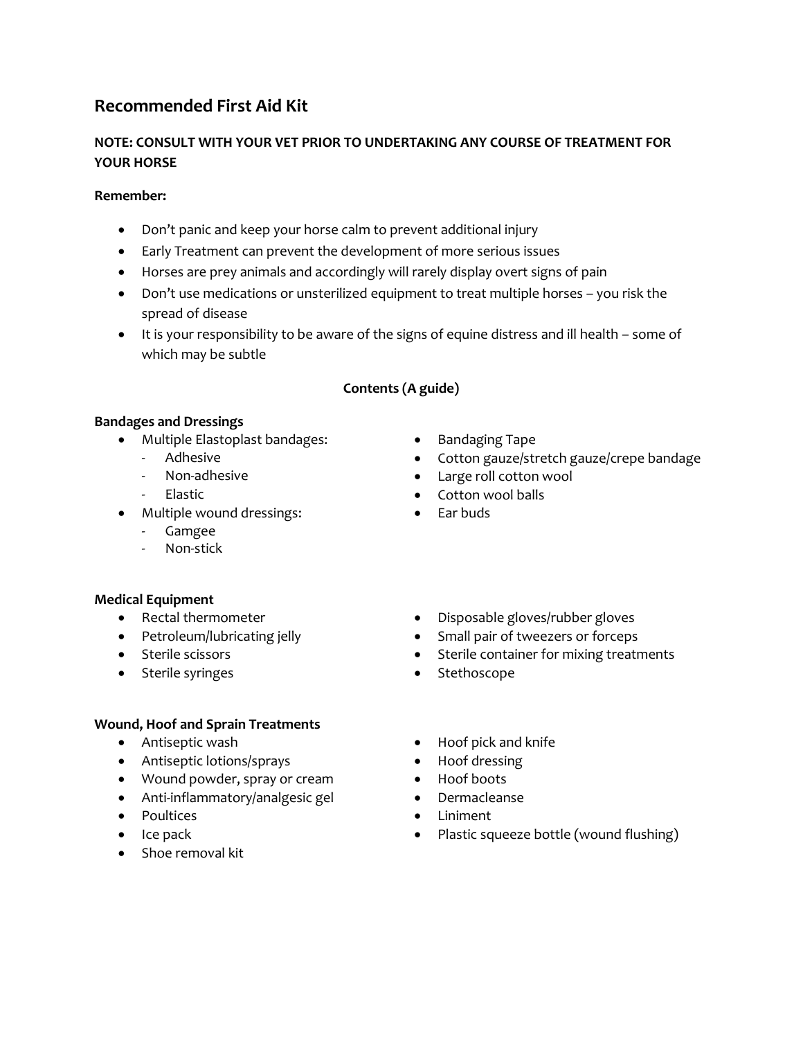# Recommended First Aid Kit

**NOTE: CONSULT WITH YOUR VET PRIOR TO UNDERTAKING ANY COURSE OF TREATMENT FOR YOUR HORSE**

**Remember:**

- Don't panic and keep your horse calm to prevent additional injury
- Early Treatment can prevent the development of more serious issues
- Horses are prey animals and accordingly will rarely display overt signs of pain
- Don't use medications or unsterilized equipment to treat multiple horses – you risk the spread of disease
- It is your responsibility to be aware of the signs of equine distress and ill health – some of which may be subtle

**Contents (A guide)**

**Bandages and Dressings**

- Multiple Elastoplast bandages:
  - Adhesive
  - Non-adhesive
  - Elastic
- Multiple wound dressings:
  - Gamgee
  - Non-stick
- Bandaging Tape
- Cotton gauze/stretch gauze/crepe bandage
- Large roll cotton wool
- Cotton wool balls
- Ear buds

**Medical Equipment**

- Rectal thermometer
- Petroleum/lubricating jelly
- Sterile scissors
- Sterile syringes
- Disposable gloves/rubber gloves
- Small pair of tweezers or forceps
- Sterile container for mixing treatments
- Stethoscope

**Wound, Hoof and Sprain Treatments**

- Antiseptic wash
- Antiseptic lotions/sprays
- Wound powder, spray or cream
- Anti-inflammatory/analgesic gel
- Poultices
- Ice pack
- Shoe removal kit
- Hoof pick and knife
- Hoof dressing
- Hoof boots
- Dermacleanse
- Liniment
- Plastic squeeze bottle (wound flushing)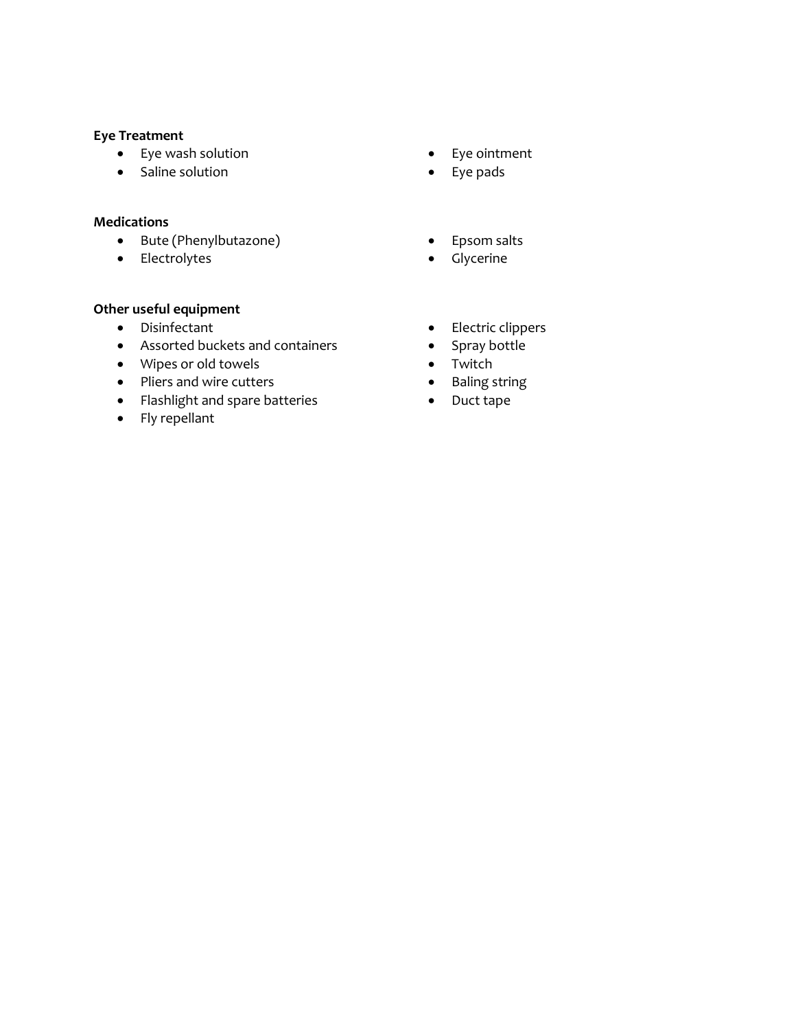**Eye Treatment**

- Eye wash solution
- Saline solution
- Eye ointment
- Eye pads

**Medications**

- Bute (Phenylbutazone)
- Electrolytes
- Epsom salts
- Glycerine

**Other useful equipment**

- Disinfectant
- Assorted buckets and containers
- Wipes or old towels
- Pliers and wire cutters
- Flashlight and spare batteries
- Fly repellant
- Electric clippers
- Spray bottle
- Twitch
- Baling string
- Duct tape